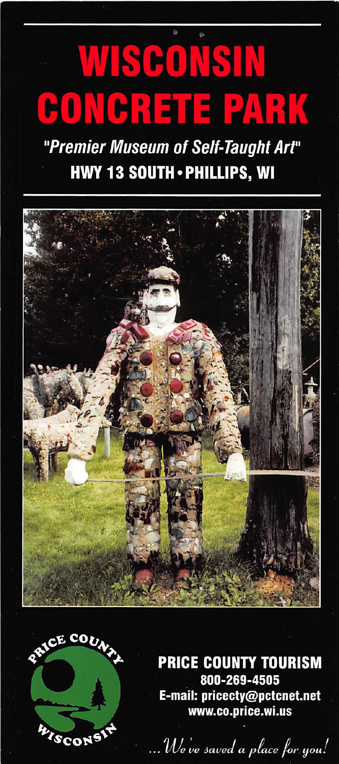# WISCONSIN CONCRETE PARK

*"Premier Museum of Self-Taught Art"*

**HWY 13 SOUTH • PHILLIPS, WI**

PRICE COUNTY WISCONSIN

**PRICE COUNTY TOURISM**

**800-269-4505**

**E-mail: pricecty@pctcnet.net**

**www.co.price.wi.us**

*...We've saved a place for you!*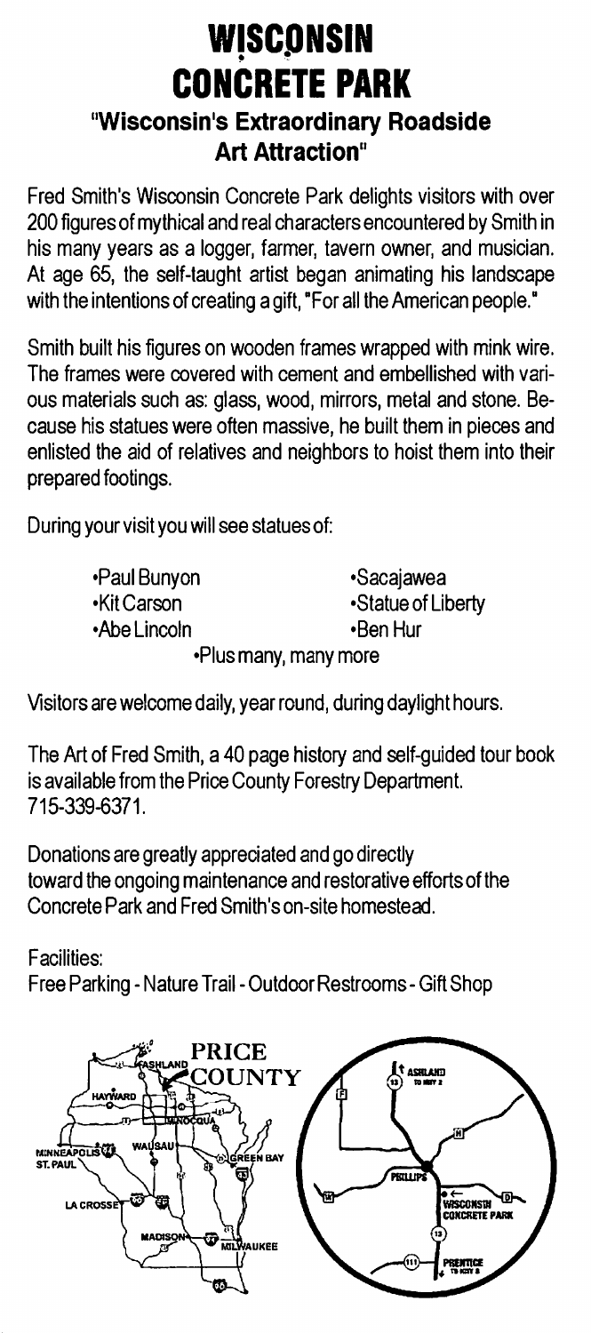# WISCONSIN CONCRETE PARK

## "Wisconsin's Extraordinary Roadside Art Attraction"

Fred Smith's Wisconsin Concrete Park delights visitors with over 200 figures of mythical and real characters encountered by Smith in his many years as a logger, farmer, tavern owner, and musician. At age 65, the self-taught artist began animating his landscape with the intentions of creating a gift, "For all the American people."

Smith built his figures on wooden frames wrapped with mink wire. The frames were covered with cement and embellished with various materials such as: glass, wood, mirrors, metal and stone. Because his statues were often massive, he built them in pieces and enlisted the aid of relatives and neighbors to hoist them into their prepared footings.

During your visit you will see statues of:

- Paul Bunyon
- Sacajawea
- Kit Carson
- Statue of Liberty
- Abe Lincoln
- Ben Hur
- Plus many, many more

Visitors are welcome daily, year round, during daylight hours.

The Art of Fred Smith, a 40 page history and self-guided tour book is available from the Price County Forestry Department. 715-339-6371.

Donations are greatly appreciated and go directly toward the ongoing maintenance and restorative efforts of the Concrete Park and Fred Smith's on-site homestead.

Facilities:
Free Parking - Nature Trail - Outdoor Restrooms - Gift Shop

PRICE COUNTY

ASHLAND
HAYWARD
MINOCQUA
MINNEAPOLIS ST. PAUL
WAUSAU
GREEN BAY
LA CROSSE
MADISON
MILWAUKEE

ASHLAND TO HWY 2
PHILLIPS
WISCONSIN CONCRETE PARK
PRENTICE TO HWY 8